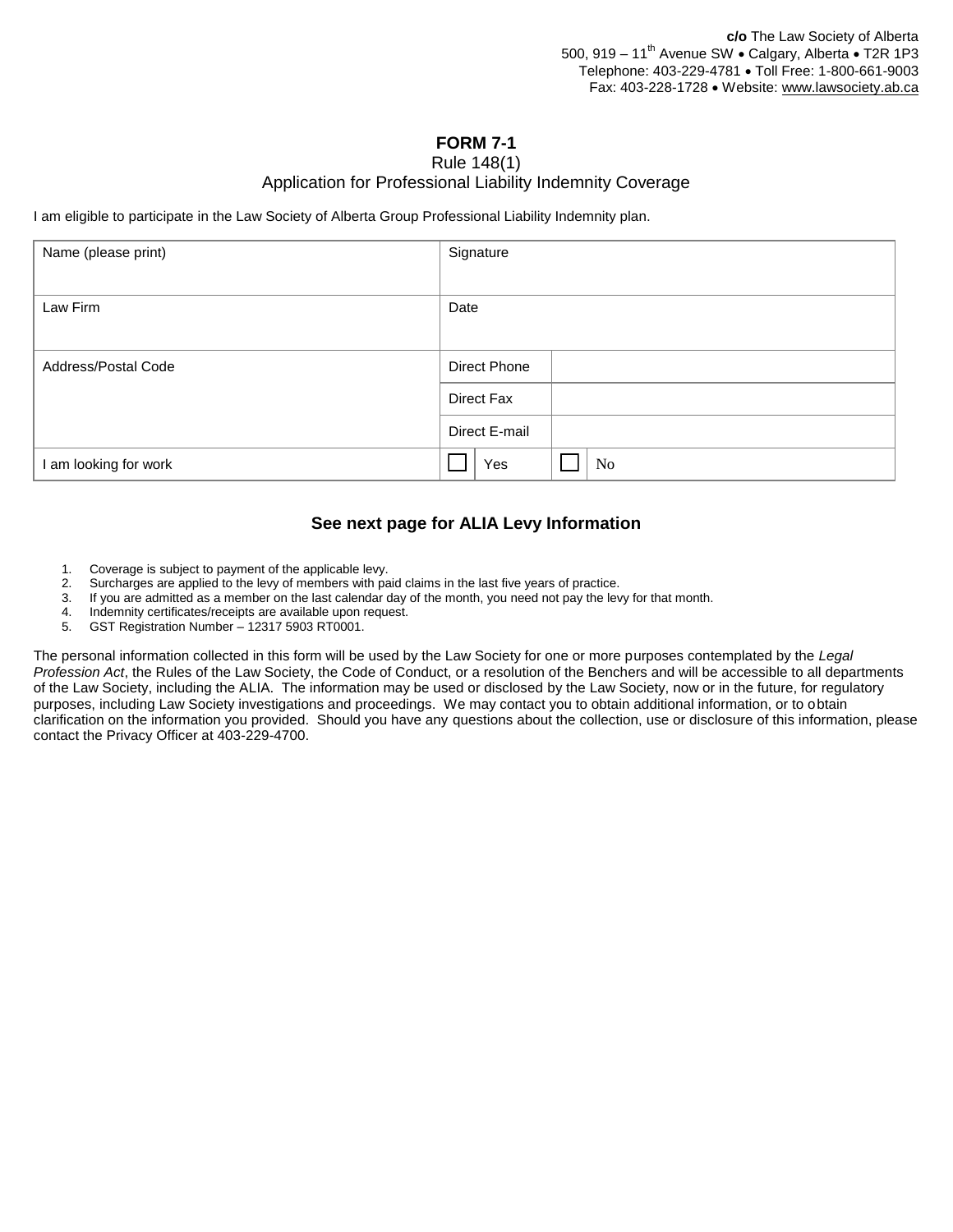**c/o** The Law Society of Alberta
500, 919 – 11th Avenue SW • Calgary, Alberta • T2R 1P3
Telephone: 403-229-4781 • Toll Free: 1-800-661-9003
Fax: 403-228-1728 • Website: www.lawsociety.ab.ca

# FORM 7-1

Rule 148(1)

Application for Professional Liability Indemnity Coverage

I am eligible to participate in the Law Society of Alberta Group Professional Liability Indemnity plan.

| | | | |
|---|---|---|---|
| Name (please print) | Signature | | |
| Law Firm | Date | | |
| Address/Postal Code | Direct Phone | | |
| | Direct Fax | | |
| | Direct E-mail | | |
| I am looking for work | ☐ Yes | ☐ No | |

## See next page for ALIA Levy Information

1. Coverage is subject to payment of the applicable levy.
2. Surcharges are applied to the levy of members with paid claims in the last five years of practice.
3. If you are admitted as a member on the last calendar day of the month, you need not pay the levy for that month.
4. Indemnity certificates/receipts are available upon request.
5. GST Registration Number – 12317 5903 RT0001.

The personal information collected in this form will be used by the Law Society for one or more purposes contemplated by the *Legal Profession Act*, the Rules of the Law Society, the Code of Conduct, or a resolution of the Benchers and will be accessible to all departments of the Law Society, including the ALIA. The information may be used or disclosed by the Law Society, now or in the future, for regulatory purposes, including Law Society investigations and proceedings. We may contact you to obtain additional information, or to obtain clarification on the information you provided. Should you have any questions about the collection, use or disclosure of this information, please contact the Privacy Officer at 403-229-4700.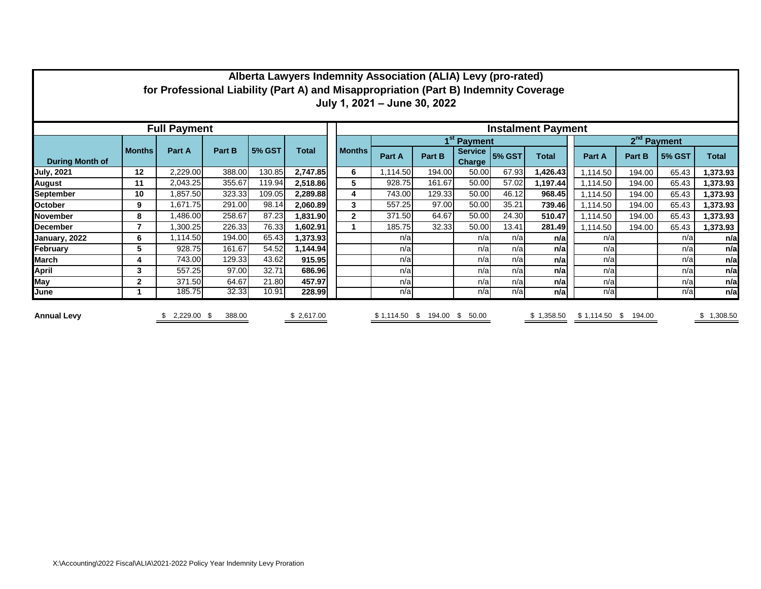# Alberta Lawyers Indemnity Association (ALIA) Levy (pro-rated)
## for Professional Liability (Part A) and Misappropriation (Part B) Indemnity Coverage
### July 1, 2021 – June 30, 2022

| | Full Payment | | | | | Instalment Payment | | | | | | | | | | |
|---|---|---|---|---|---|---|---|---|---|---|---|---|---|---|---|---|
| | | | | | | | 1st Payment | | | | | | 2nd Payment | | | |
| During Month of | Months | Part A | Part B | 5% GST | Total | Months | Part A | Part B | Service Charge | 5% GST | Total | Part A | Part B | 5% GST | Total |
| July, 2021 | 12 | 2,229.00 | 388.00 | 130.85 | 2,747.85 | 6 | 1,114.50 | 194.00 | 50.00 | 67.93 | 1,426.43 | 1,114.50 | 194.00 | 65.43 | 1,373.93 |
| August | 11 | 2,043.25 | 355.67 | 119.94 | 2,518.86 | 5 | 928.75 | 161.67 | 50.00 | 57.02 | 1,197.44 | 1,114.50 | 194.00 | 65.43 | 1,373.93 |
| September | 10 | 1,857.50 | 323.33 | 109.05 | 2,289.88 | 4 | 743.00 | 129.33 | 50.00 | 46.12 | 968.45 | 1,114.50 | 194.00 | 65.43 | 1,373.93 |
| October | 9 | 1,671.75 | 291.00 | 98.14 | 2,060.89 | 3 | 557.25 | 97.00 | 50.00 | 35.21 | 739.46 | 1,114.50 | 194.00 | 65.43 | 1,373.93 |
| November | 8 | 1,486.00 | 258.67 | 87.23 | 1,831.90 | 2 | 371.50 | 64.67 | 50.00 | 24.30 | 510.47 | 1,114.50 | 194.00 | 65.43 | 1,373.93 |
| December | 7 | 1,300.25 | 226.33 | 76.33 | 1,602.91 | 1 | 185.75 | 32.33 | 50.00 | 13.41 | 281.49 | 1,114.50 | 194.00 | 65.43 | 1,373.93 |
| January, 2022 | 6 | 1,114.50 | 194.00 | 65.43 | 1,373.93 | | n/a | | n/a | n/a | n/a | n/a | | n/a | n/a |
| February | 5 | 928.75 | 161.67 | 54.52 | 1,144.94 | | n/a | | n/a | n/a | n/a | n/a | | n/a | n/a |
| March | 4 | 743.00 | 129.33 | 43.62 | 915.95 | | n/a | | n/a | n/a | n/a | n/a | | n/a | n/a |
| April | 3 | 557.25 | 97.00 | 32.71 | 686.96 | | n/a | | n/a | n/a | n/a | n/a | | n/a | n/a |
| May | 2 | 371.50 | 64.67 | 21.80 | 457.97 | | n/a | | n/a | n/a | n/a | n/a | | n/a | n/a |
| June | 1 | 185.75 | 32.33 | 10.91 | 228.99 | | n/a | | n/a | n/a | n/a | n/a | | n/a | n/a |
| **Annual Levy** | | $ 2,229.00 | $ 388.00 | | $ 2,617.00 | | $ 1,114.50 | $ 194.00 | $ 50.00 | | $ 1,358.50 | $ 1,114.50 | $ 194.00 | | $ 1,308.50 |

X:\Accounting\2022 Fiscal\ALIA\2021-2022 Policy Year Indemnity Levy Proration